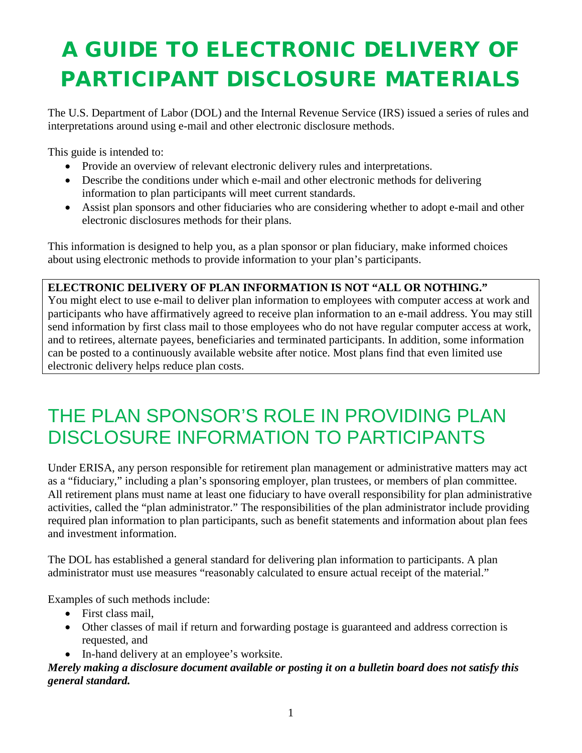# A GUIDE TO ELECTRONIC DELIVERY OF PARTICIPANT DISCLOSURE MATERIALS

The U.S. Department of Labor (DOL) and the Internal Revenue Service (IRS) issued a series of rules and interpretations around using e-mail and other electronic disclosure methods.

This guide is intended to:

- Provide an overview of relevant electronic delivery rules and interpretations.
- Describe the conditions under which e-mail and other electronic methods for delivering information to plan participants will meet current standards.
- Assist plan sponsors and other fiduciaries who are considering whether to adopt e-mail and other electronic disclosures methods for their plans.

This information is designed to help you, as a plan sponsor or plan fiduciary, make informed choices about using electronic methods to provide information to your plan's participants.

**ELECTRONIC DELIVERY OF PLAN INFORMATION IS NOT "ALL OR NOTHING."**
You might elect to use e-mail to deliver plan information to employees with computer access at work and participants who have affirmatively agreed to receive plan information to an e-mail address. You may still send information by first class mail to those employees who do not have regular computer access at work, and to retirees, alternate payees, beneficiaries and terminated participants. In addition, some information can be posted to a continuously available website after notice. Most plans find that even limited use electronic delivery helps reduce plan costs.

## THE PLAN SPONSOR'S ROLE IN PROVIDING PLAN DISCLOSURE INFORMATION TO PARTICIPANTS

Under ERISA, any person responsible for retirement plan management or administrative matters may act as a "fiduciary," including a plan's sponsoring employer, plan trustees, or members of plan committee. All retirement plans must name at least one fiduciary to have overall responsibility for plan administrative activities, called the "plan administrator." The responsibilities of the plan administrator include providing required plan information to plan participants, such as benefit statements and information about plan fees and investment information.

The DOL has established a general standard for delivering plan information to participants. A plan administrator must use measures "reasonably calculated to ensure actual receipt of the material."

Examples of such methods include:

- First class mail,
- Other classes of mail if return and forwarding postage is guaranteed and address correction is requested, and
- In-hand delivery at an employee's worksite.

***Merely making a disclosure document available or posting it on a bulletin board does not satisfy this general standard.***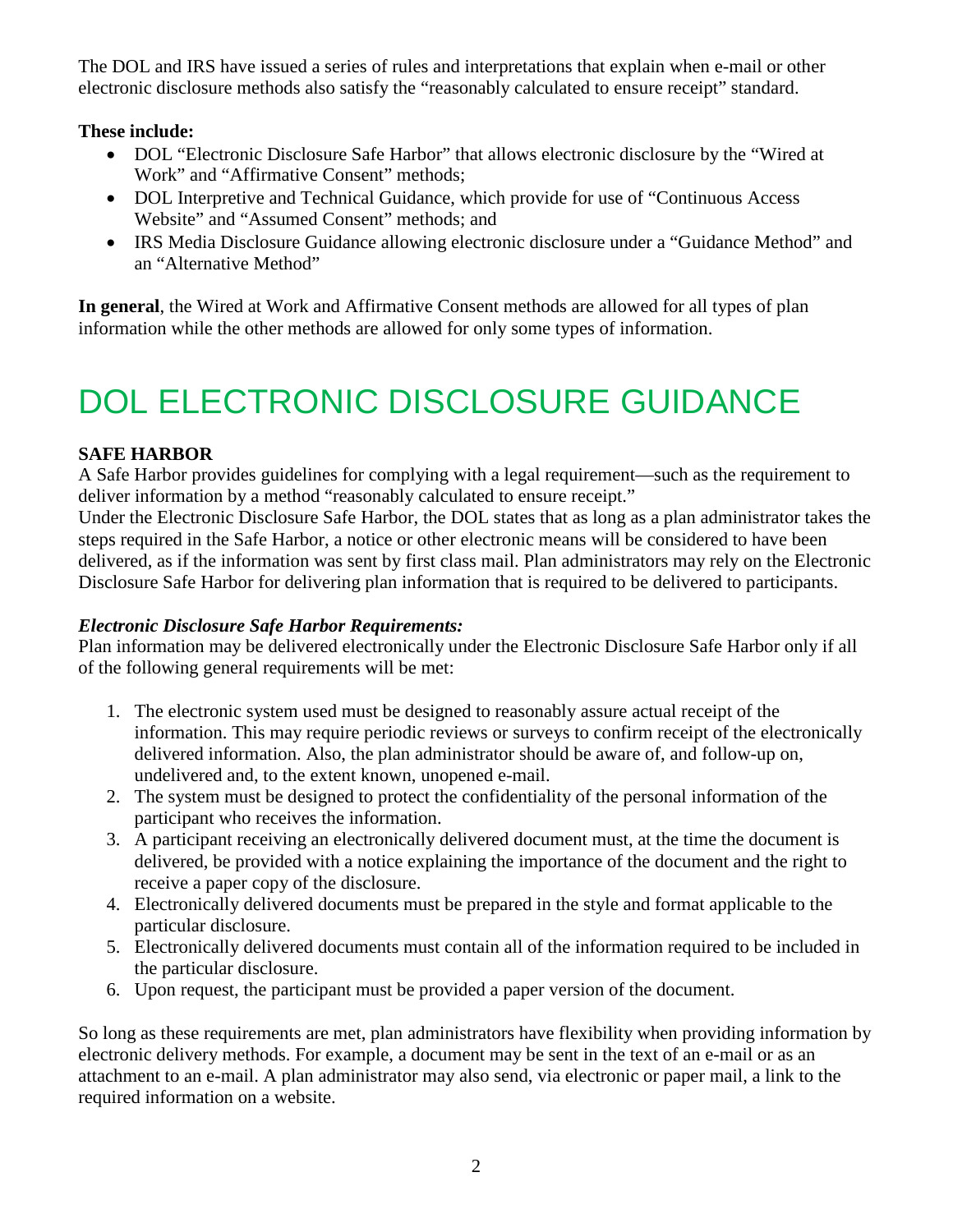The DOL and IRS have issued a series of rules and interpretations that explain when e-mail or other electronic disclosure methods also satisfy the "reasonably calculated to ensure receipt" standard.

**These include:**

- DOL "Electronic Disclosure Safe Harbor" that allows electronic disclosure by the "Wired at Work" and "Affirmative Consent" methods;
- DOL Interpretive and Technical Guidance, which provide for use of "Continuous Access Website" and "Assumed Consent" methods; and
- IRS Media Disclosure Guidance allowing electronic disclosure under a "Guidance Method" and an "Alternative Method"

**In general**, the Wired at Work and Affirmative Consent methods are allowed for all types of plan information while the other methods are allowed for only some types of information.

# DOL ELECTRONIC DISCLOSURE GUIDANCE

**SAFE HARBOR**

A Safe Harbor provides guidelines for complying with a legal requirement—such as the requirement to deliver information by a method "reasonably calculated to ensure receipt."

Under the Electronic Disclosure Safe Harbor, the DOL states that as long as a plan administrator takes the steps required in the Safe Harbor, a notice or other electronic means will be considered to have been delivered, as if the information was sent by first class mail. Plan administrators may rely on the Electronic Disclosure Safe Harbor for delivering plan information that is required to be delivered to participants.

***Electronic Disclosure Safe Harbor Requirements:***

Plan information may be delivered electronically under the Electronic Disclosure Safe Harbor only if all of the following general requirements will be met:

1. The electronic system used must be designed to reasonably assure actual receipt of the information. This may require periodic reviews or surveys to confirm receipt of the electronically delivered information. Also, the plan administrator should be aware of, and follow-up on, undelivered and, to the extent known, unopened e-mail.
2. The system must be designed to protect the confidentiality of the personal information of the participant who receives the information.
3. A participant receiving an electronically delivered document must, at the time the document is delivered, be provided with a notice explaining the importance of the document and the right to receive a paper copy of the disclosure.
4. Electronically delivered documents must be prepared in the style and format applicable to the particular disclosure.
5. Electronically delivered documents must contain all of the information required to be included in the particular disclosure.
6. Upon request, the participant must be provided a paper version of the document.

So long as these requirements are met, plan administrators have flexibility when providing information by electronic delivery methods. For example, a document may be sent in the text of an e-mail or as an attachment to an e-mail. A plan administrator may also send, via electronic or paper mail, a link to the required information on a website.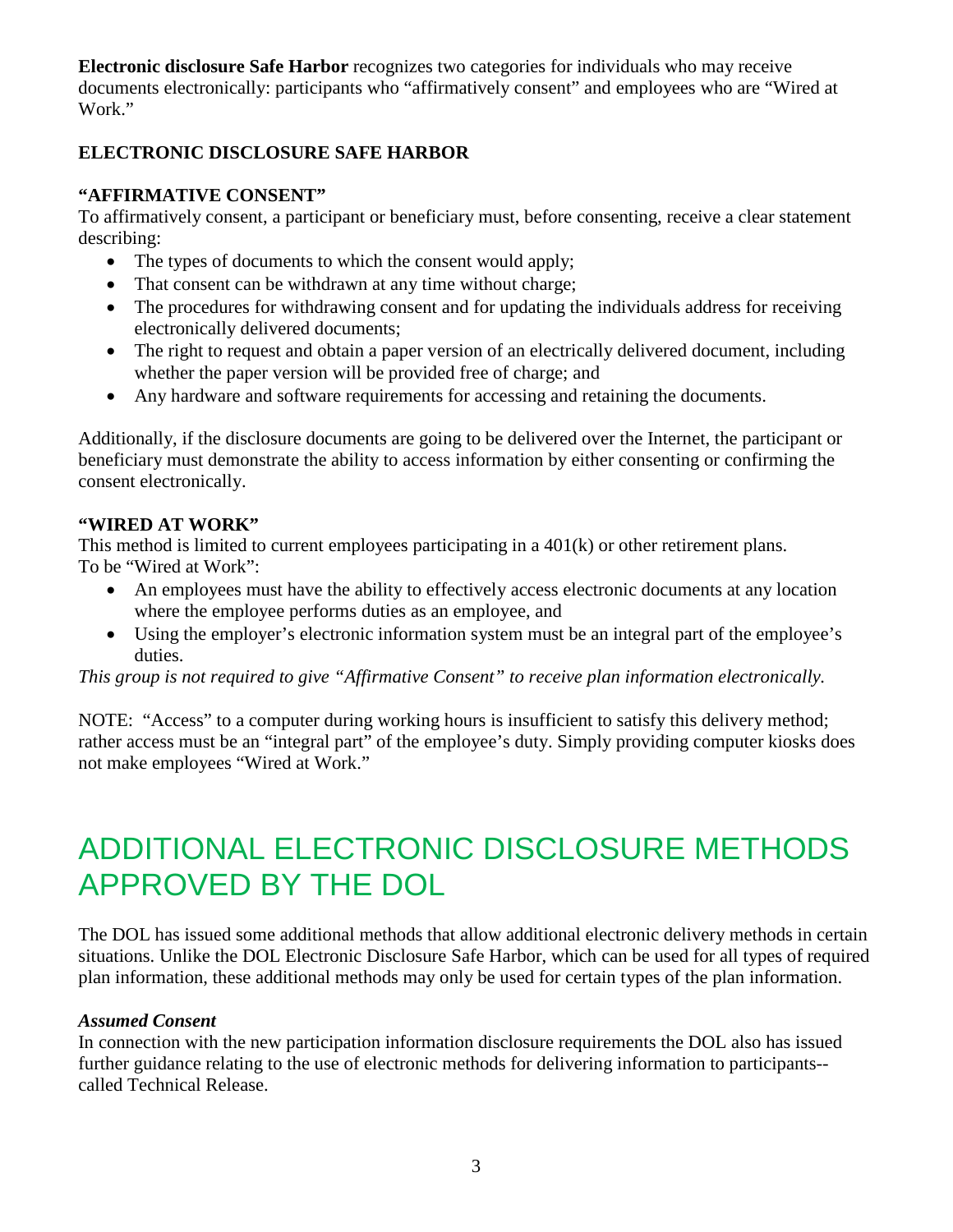**Electronic disclosure Safe Harbor** recognizes two categories for individuals who may receive documents electronically: participants who "affirmatively consent" and employees who are "Wired at Work."

### ELECTRONIC DISCLOSURE SAFE HARBOR

#### "AFFIRMATIVE CONSENT"

To affirmatively consent, a participant or beneficiary must, before consenting, receive a clear statement describing:

- The types of documents to which the consent would apply;
- That consent can be withdrawn at any time without charge;
- The procedures for withdrawing consent and for updating the individuals address for receiving electronically delivered documents;
- The right to request and obtain a paper version of an electrically delivered document, including whether the paper version will be provided free of charge; and
- Any hardware and software requirements for accessing and retaining the documents.

Additionally, if the disclosure documents are going to be delivered over the Internet, the participant or beneficiary must demonstrate the ability to access information by either consenting or confirming the consent electronically.

#### "WIRED AT WORK"

This method is limited to current employees participating in a 401(k) or other retirement plans. To be "Wired at Work":

- An employees must have the ability to effectively access electronic documents at any location where the employee performs duties as an employee, and
- Using the employer's electronic information system must be an integral part of the employee's duties.

*This group is not required to give "Affirmative Consent" to receive plan information electronically.*

NOTE: "Access" to a computer during working hours is insufficient to satisfy this delivery method; rather access must be an "integral part" of the employee's duty. Simply providing computer kiosks does not make employees "Wired at Work."

# ADDITIONAL ELECTRONIC DISCLOSURE METHODS APPROVED BY THE DOL

The DOL has issued some additional methods that allow additional electronic delivery methods in certain situations. Unlike the DOL Electronic Disclosure Safe Harbor, which can be used for all types of required plan information, these additional methods may only be used for certain types of the plan information.

***Assumed Consent***

In connection with the new participation information disclosure requirements the DOL also has issued further guidance relating to the use of electronic methods for delivering information to participants--called Technical Release.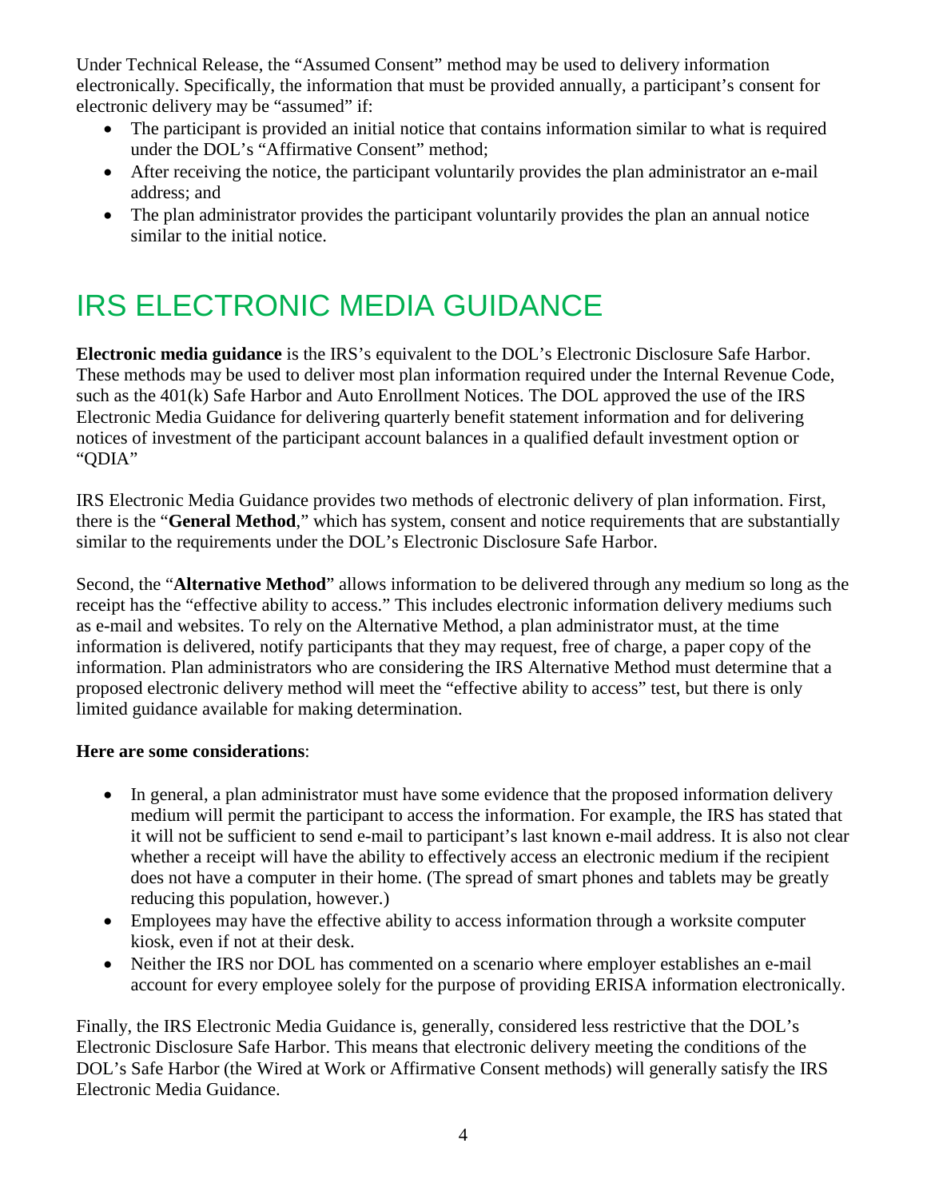Under Technical Release, the "Assumed Consent" method may be used to delivery information electronically. Specifically, the information that must be provided annually, a participant's consent for electronic delivery may be "assumed" if:

- The participant is provided an initial notice that contains information similar to what is required under the DOL's "Affirmative Consent" method;
- After receiving the notice, the participant voluntarily provides the plan administrator an e-mail address; and
- The plan administrator provides the participant voluntarily provides the plan an annual notice similar to the initial notice.

# IRS ELECTRONIC MEDIA GUIDANCE

**Electronic media guidance** is the IRS's equivalent to the DOL's Electronic Disclosure Safe Harbor. These methods may be used to deliver most plan information required under the Internal Revenue Code, such as the 401(k) Safe Harbor and Auto Enrollment Notices. The DOL approved the use of the IRS Electronic Media Guidance for delivering quarterly benefit statement information and for delivering notices of investment of the participant account balances in a qualified default investment option or "QDIA"

IRS Electronic Media Guidance provides two methods of electronic delivery of plan information. First, there is the "**General Method**," which has system, consent and notice requirements that are substantially similar to the requirements under the DOL's Electronic Disclosure Safe Harbor.

Second, the "**Alternative Method**" allows information to be delivered through any medium so long as the receipt has the "effective ability to access." This includes electronic information delivery mediums such as e-mail and websites. To rely on the Alternative Method, a plan administrator must, at the time information is delivered, notify participants that they may request, free of charge, a paper copy of the information. Plan administrators who are considering the IRS Alternative Method must determine that a proposed electronic delivery method will meet the "effective ability to access" test, but there is only limited guidance available for making determination.

**Here are some considerations**:

- In general, a plan administrator must have some evidence that the proposed information delivery medium will permit the participant to access the information. For example, the IRS has stated that it will not be sufficient to send e-mail to participant's last known e-mail address. It is also not clear whether a receipt will have the ability to effectively access an electronic medium if the recipient does not have a computer in their home. (The spread of smart phones and tablets may be greatly reducing this population, however.)
- Employees may have the effective ability to access information through a worksite computer kiosk, even if not at their desk.
- Neither the IRS nor DOL has commented on a scenario where employer establishes an e-mail account for every employee solely for the purpose of providing ERISA information electronically.

Finally, the IRS Electronic Media Guidance is, generally, considered less restrictive that the DOL's Electronic Disclosure Safe Harbor. This means that electronic delivery meeting the conditions of the DOL's Safe Harbor (the Wired at Work or Affirmative Consent methods) will generally satisfy the IRS Electronic Media Guidance.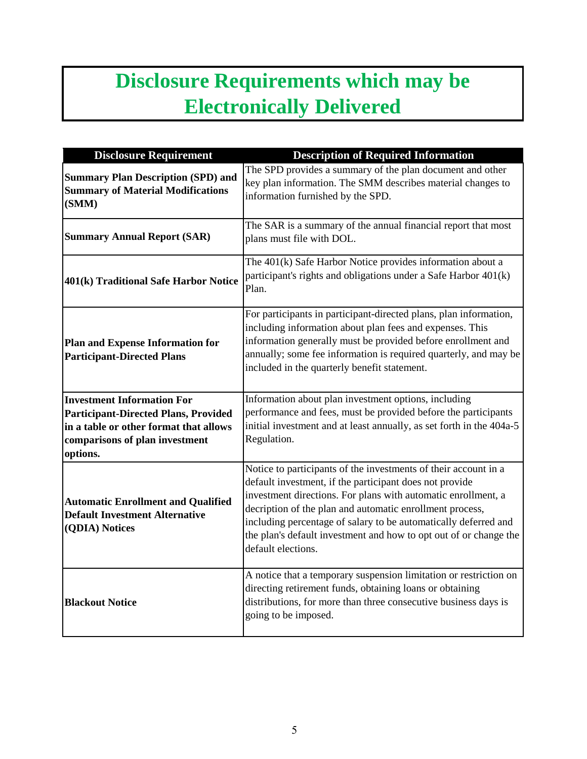# Disclosure Requirements which may be Electronically Delivered

| Disclosure Requirement | Description of Required Information |
|---|---|
| **Summary Plan Description (SPD) and Summary of Material Modifications (SMM)** | The SPD provides a summary of the plan document and other key plan information. The SMM describes material changes to information furnished by the SPD. |
| **Summary Annual Report (SAR)** | The SAR is a summary of the annual financial report that most plans must file with DOL. |
| **401(k) Traditional Safe Harbor Notice** | The 401(k) Safe Harbor Notice provides information about a participant's rights and obligations under a Safe Harbor 401(k) Plan. |
| **Plan and Expense Information for Participant-Directed Plans** | For participants in participant-directed plans, plan information, including information about plan fees and expenses. This information generally must be provided before enrollment and annually; some fee information is required quarterly, and may be included in the quarterly benefit statement. |
| **Investment Information For Participant-Directed Plans, Provided in a table or other format that allows comparisons of plan investment options.** | Information about plan investment options, including performance and fees, must be provided before the participants initial investment and at least annually, as set forth in the 404a-5 Regulation. |
| **Automatic Enrollment and Qualified Default Investment Alternative (QDIA) Notices** | Notice to participants of the investments of their account in a default investment, if the participant does not provide investment directions. For plans with automatic enrollment, a decription of the plan and automatic enrollment process, including percentage of salary to be automatically deferred and the plan's default investment and how to opt out of or change the default elections. |
| **Blackout Notice** | A notice that a temporary suspension limitation or restriction on directing retirement funds, obtaining loans or obtaining distributions, for more than three consecutive business days is going to be imposed. |